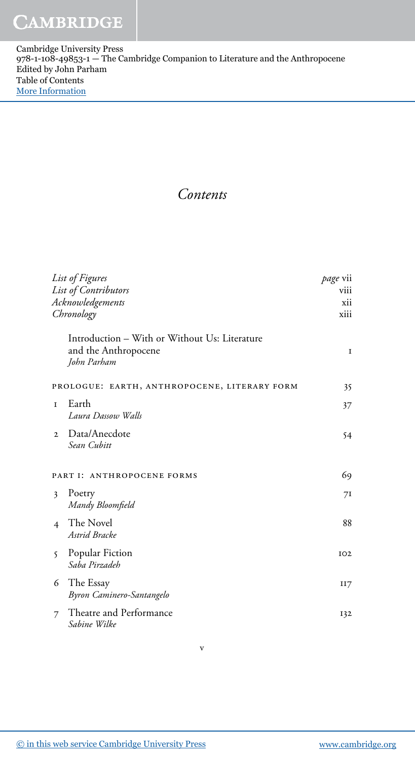Cambridge University Press
978-1-108-49853-1 — The Cambridge Companion to Literature and the Anthropocene
Edited by John Parham
Table of Contents
More Information

# *Contents*

| | | |
|---|---|---|
| | *List of Figures* | *page* vii |
| | *List of Contributors* | viii |
| | *Acknowledgements* | xii |
| | *Chronology* | xiii |
| | Introduction – With or Without Us: Literature and the Anthropocene *John Parham* | 1 |
| | PROLOGUE: EARTH, ANTHROPOCENE, LITERARY FORM | 35 |
| 1 | Earth *Laura Dassow Walls* | 37 |
| 2 | Data/Anecdote *Sean Cubitt* | 54 |
| | PART I: ANTHROPOCENE FORMS | 69 |
| 3 | Poetry *Mandy Bloomfield* | 71 |
| 4 | The Novel *Astrid Bracke* | 88 |
| 5 | Popular Fiction *Saba Pirzadeh* | 102 |
| 6 | The Essay *Byron Caminero-Santangelo* | 117 |
| 7 | Theatre and Performance *Sabine Wilke* | 132 |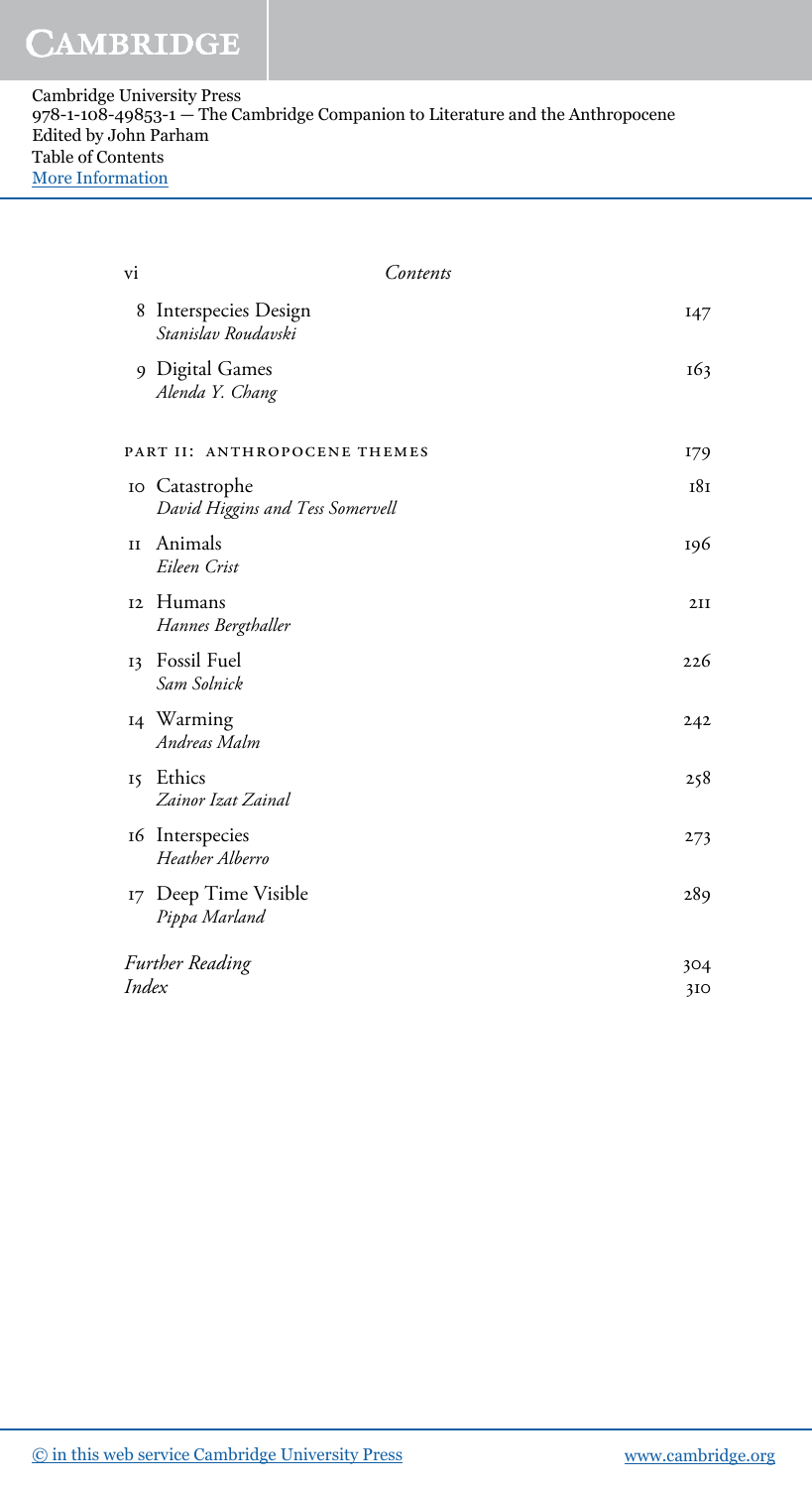8 Interspecies Design
*Stanislav Roudavski* 147

9 Digital Games
*Alenda Y. Chang* 163

PART II: ANTHROPOCENE THEMES 179

10 Catastrophe
*David Higgins and Tess Somervell* 181

11 Animals
*Eileen Crist* 196

12 Humans
*Hannes Bergthaller* 211

13 Fossil Fuel
*Sam Solnick* 226

14 Warming
*Andreas Malm* 242

15 Ethics
*Zainor Izat Zainal* 258

16 Interspecies
*Heather Alberro* 273

17 Deep Time Visible
*Pippa Marland* 289

*Further Reading* 304

*Index* 310